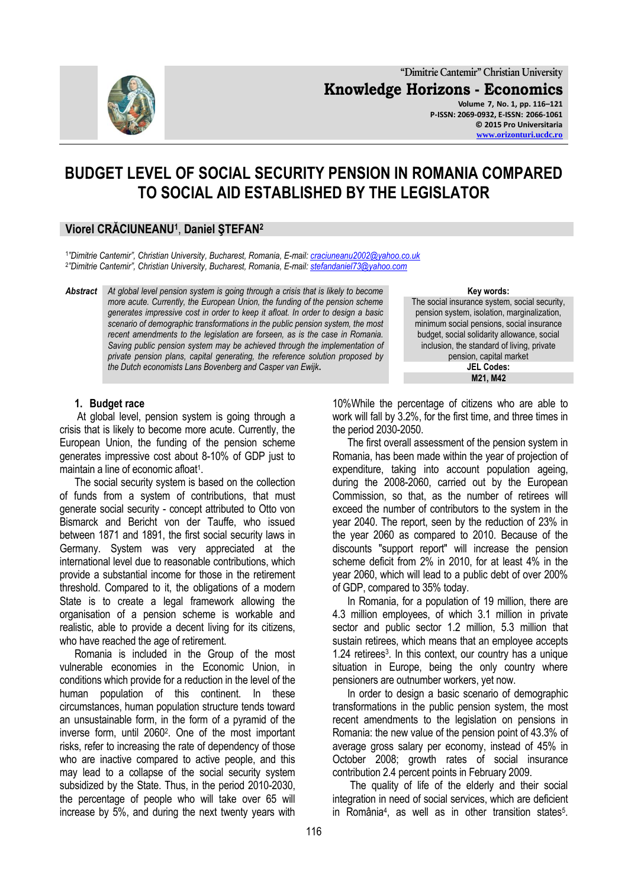# BUDGET LEVEL OF SOCIAL SECURITY PENSION IN ROMANIA COMPARED TO SOCIAL AID ESTABLISHED BY THE LEGISLATOR

**Viorel CRĂCIUNEANU[1], Daniel ŞTEFAN[2]**

[1]*"Dimitrie Cantemir", Christian University, Bucharest, Romania, E-mail: craciuneanu2002@yahoo.co.uk*
[2]*"Dimitrie Cantemir", Christian University, Bucharest, Romania, E-mail: stefandaniel73@yahoo.com*

**Abstract** *At global level pension system is going through a crisis that is likely to become more acute. Currently, the European Union, the funding of the pension scheme generates impressive cost in order to keep it afloat. In order to design a basic scenario of demographic transformations in the public pension system, the most recent amendments to the legislation are forseen, as is the case in Romania. Saving public pension system may be achieved through the implementation of private pension plans, capital generating, the reference solution proposed by the Dutch economists Lans Bovenberg and Casper van Ewijk.*

**Key words:**
The social insurance system, social security, pension system, isolation, marginalization, minimum social pensions, social insurance budget, social solidarity allowance, social inclusion, the standard of living, private pension, capital market

**JEL Codes:**
M21, M42

## 1. Budget race

At global level, pension system is going through a crisis that is likely to become more acute. Currently, the European Union, the funding of the pension scheme generates impressive cost about 8-10% of GDP just to maintain a line of economic afloat[1].

The social security system is based on the collection of funds from a system of contributions, that must generate social security - concept attributed to Otto von Bismarck and Bericht von der Tauffe, who issued between 1871 and 1891, the first social security laws in Germany. System was very appreciated at the international level due to reasonable contributions, which provide a substantial income for those in the retirement threshold. Compared to it, the obligations of a modern State is to create a legal framework allowing the organisation of a pension scheme is workable and realistic, able to provide a decent living for its citizens, who have reached the age of retirement.

Romania is included in the Group of the most vulnerable economies in the Economic Union, in conditions which provide for a reduction in the level of the human population of this continent. In these circumstances, human population structure tends toward an unsustainable form, in the form of a pyramid of the inverse form, until 2060[2]. One of the most important risks, refer to increasing the rate of dependency of those who are inactive compared to active people, and this may lead to a collapse of the social security system subsidized by the State. Thus, in the period 2010-2030, the percentage of people who will take over 65 will increase by 5%, and during the next twenty years with 10%While the percentage of citizens who are able to work will fall by 3.2%, for the first time, and three times in the period 2030-2050.

The first overall assessment of the pension system in Romania, has been made within the year of projection of expenditure, taking into account population ageing, during the 2008-2060, carried out by the European Commission, so that, as the number of retirees will exceed the number of contributors to the system in the year 2040. The report, seen by the reduction of 23% in the year 2060 as compared to 2010. Because of the discounts "support report" will increase the pension scheme deficit from 2% in 2010, for at least 4% in the year 2060, which will lead to a public debt of over 200% of GDP, compared to 35% today.

In Romania, for a population of 19 million, there are 4.3 million employees, of which 3.1 million in private sector and public sector 1.2 million, 5.3 million that sustain retirees, which means that an employee accepts 1.24 retirees[3]. In this context, our country has a unique situation in Europe, being the only country where pensioners are outnumber workers, yet now.

In order to design a basic scenario of demographic transformations in the public pension system, the most recent amendments to the legislation on pensions in Romania: the new value of the pension point of 43.3% of average gross salary per economy, instead of 45% in October 2008; growth rates of social insurance contribution 2.4 percent points in February 2009.

The quality of life of the elderly and their social integration in need of social services, which are deficient in România[4], as well as in other transition states[5].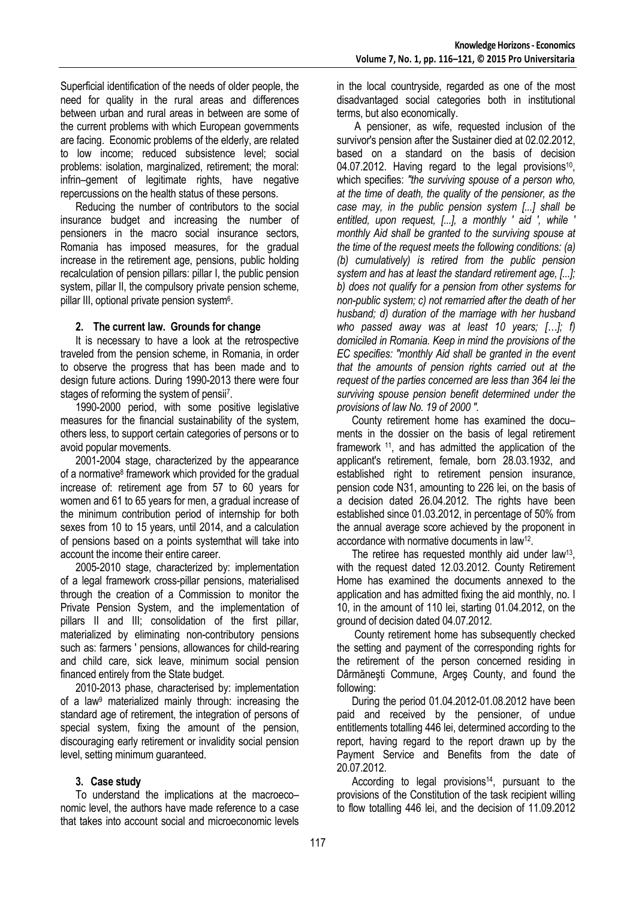Superficial identification of the needs of older people, the need for quality in the rural areas and differences between urban and rural areas in between are some of the current problems with which European governments are facing. Economic problems of the elderly, are related to low income; reduced subsistence level; social problems: isolation, marginalized, retirement; the moral: infrin–gement of legitimate rights, have negative repercussions on the health status of these persons.

Reducing the number of contributors to the social insurance budget and increasing the number of pensioners in the macro social insurance sectors, Romania has imposed measures, for the gradual increase in the retirement age, pensions, public holding recalculation of pension pillars: pillar I, the public pension system, pillar II, the compulsory private pension scheme, pillar III, optional private pension system[6].

## 2. The current law. Grounds for change

It is necessary to have a look at the retrospective traveled from the pension scheme, in Romania, in order to observe the progress that has been made and to design future actions. During 1990-2013 there were four stages of reforming the system of pensii[7].

1990-2000 period, with some positive legislative measures for the financial sustainability of the system, others less, to support certain categories of persons or to avoid popular movements.

2001-2004 stage, characterized by the appearance of a normative[8] framework which provided for the gradual increase of: retirement age from 57 to 60 years for women and 61 to 65 years for men, a gradual increase of the minimum contribution period of internship for both sexes from 10 to 15 years, until 2014, and a calculation of pensions based on a points systemthat will take into account the income their entire career.

2005-2010 stage, characterized by: implementation of a legal framework cross-pillar pensions, materialised through the creation of a Commission to monitor the Private Pension System, and the implementation of pillars II and III; consolidation of the first pillar, materialized by eliminating non-contributory pensions such as: farmers ' pensions, allowances for child-rearing and child care, sick leave, minimum social pension financed entirely from the State budget.

2010-2013 phase, characterised by: implementation of a law[9] materialized mainly through: increasing the standard age of retirement, the integration of persons of special system, fixing the amount of the pension, discouraging early retirement or invalidity social pension level, setting minimum guaranteed.

## 3. Case study

To understand the implications at the macroeco–nomic level, the authors have made reference to a case that takes into account social and microeconomic levels in the local countryside, regarded as one of the most disadvantaged social categories both in institutional terms, but also economically.

A pensioner, as wife, requested inclusion of the survivor's pension after the Sustainer died at 02.02.2012, based on a standard on the basis of decision 04.07.2012. Having regard to the legal provisions[10], which specifies: *"the surviving spouse of a person who, at the time of death, the quality of the pensioner, as the case may, in the public pension system [...] shall be entitled, upon request, [...], a monthly ' aid ', while ' monthly Aid shall be granted to the surviving spouse at the time of the request meets the following conditions: (a) (b) cumulatively) is retired from the public pension system and has at least the standard retirement age, [...]; b) does not qualify for a pension from other systems for non-public system; c) not remarried after the death of her husband; d) duration of the marriage with her husband who passed away was at least 10 years; […]; f) domiciled in Romania. Keep in mind the provisions of the EC specifies: "monthly Aid shall be granted in the event that the amounts of pension rights carried out at the request of the parties concerned are less than 364 lei the surviving spouse pension benefit determined under the provisions of law No. 19 of 2000 ".*

County retirement home has examined the docu–ments in the dossier on the basis of legal retirement framework [11], and has admitted the application of the applicant's retirement, female, born 28.03.1932, and established right to retirement pension insurance, pension code N31, amounting to 226 lei, on the basis of a decision dated 26.04.2012. The rights have been established since 01.03.2012, in percentage of 50% from the annual average score achieved by the proponent in accordance with normative documents in law[12].

The retiree has requested monthly aid under law[13], with the request dated 12.03.2012. County Retirement Home has examined the documents annexed to the application and has admitted fixing the aid monthly, no. I 10, in the amount of 110 lei, starting 01.04.2012, on the ground of decision dated 04.07.2012.

County retirement home has subsequently checked the setting and payment of the corresponding rights for the retirement of the person concerned residing in Dârmăneşti Commune, Argeş County, and found the following:

During the period 01.04.2012-01.08.2012 have been paid and received by the pensioner, of undue entitlements totalling 446 lei, determined according to the report, having regard to the report drawn up by the Payment Service and Benefits from the date of 20.07.2012.

According to legal provisions[14], pursuant to the provisions of the Constitution of the task recipient willing to flow totalling 446 lei, and the decision of 11.09.2012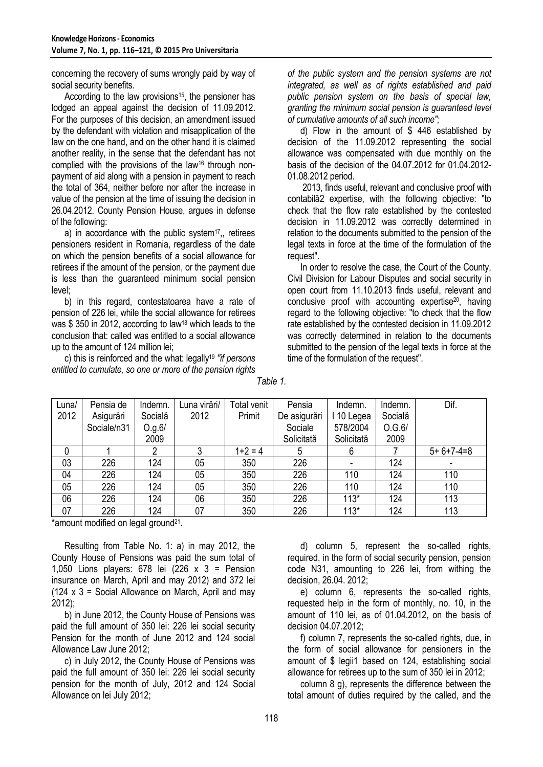concerning the recovery of sums wrongly paid by way of social security benefits.

According to the law provisions[15], the pensioner has lodged an appeal against the decision of 11.09.2012. For the purposes of this decision, an amendment issued by the defendant with violation and misapplication of the law on the one hand, and on the other hand it is claimed another reality, in the sense that the defendant has not complied with the provisions of the law[16] through non-payment of aid along with a pension in payment to reach the total of 364, neither before nor after the increase in value of the pension at the time of issuing the decision in 26.04.2012. County Pension House, argues in defense of the following:

a) in accordance with the public system[17],, retirees pensioners resident in Romania, regardless of the date on which the pension benefits of a social allowance for retirees if the amount of the pension, or the payment due is less than the guaranteed minimum social pension level;

b) in this regard, contestatoarea have a rate of pension of 226 lei, while the social allowance for retirees was $ 350 in 2012, according to law[18] which leads to the conclusion that: called was entitled to a social allowance up to the amount of 124 million lei;

c) this is reinforced and the what: legally[19] *"if persons entitled to cumulate, so one or more of the pension rights of the public system and the pension systems are not integrated, as well as of rights established and paid public pension system on the basis of special law, granting the minimum social pension is guaranteed level of cumulative amounts of all such income";*

d) Flow in the amount of $ 446 established by decision of the 11.09.2012 representing the social allowance was compensated with due monthly on the basis of the decision of the 04.07.2012 for 01.04.2012-01.08.2012 period.

2013, finds useful, relevant and conclusive proof with contabilă2 expertise, with the following objective: "to check that the flow rate established by the contested decision in 11.09.2012 was correctly determined in relation to the documents submitted to the pension of the legal texts in force at the time of the formulation of the request".

In order to resolve the case, the Court of the County, Civil Division for Labour Disputes and social security in open court from 11.10.2013 finds useful, relevant and conclusive proof with accounting expertise[20], having regard to the following objective: "to check that the flow rate established by the contested decision in 11.09.2012 was correctly determined in relation to the documents submitted to the pension of the legal texts in force at the time of the formulation of the request".

*Table 1.*

| Luna/ 2012 | Pensia de Asigurări Sociale/n31 | Indemn. Socială O.g.6/ 2009 | Luna virări/ 2012 | Total venit Primit | Pensia De asigurări Sociale Solicitată | Indemn. I 10 Legea 578/2004 Solicitată | Indemn. Socială O.G.6/ 2009 | Dif. |
|---|---|---|---|---|---|---|---|---|
| 0 | 1 | 2 | 3 | 1+2 = 4 | 5 | 6 | 7 | 5+ 6+7-4=8 |
| 03 | 226 | 124 | 05 | 350 | 226 | - | 124 | - |
| 04 | 226 | 124 | 05 | 350 | 226 | 110 | 124 | 110 |
| 05 | 226 | 124 | 05 | 350 | 226 | 110 | 124 | 110 |
| 06 | 226 | 124 | 06 | 350 | 226 | 113* | 124 | 113 |
| 07 | 226 | 124 | 07 | 350 | 226 | 113* | 124 | 113 |

*amount modified on legal ground[21].

Resulting from Table No. 1: a) in may 2012, the County House of Pensions was paid the sum total of 1,050 Lions players: 678 lei (226 x 3 = Pension insurance on March, April and may 2012) and 372 lei (124 x 3 = Social Allowance on March, April and may 2012);

b) in June 2012, the County House of Pensions was paid the full amount of 350 lei: 226 lei social security Pension for the month of June 2012 and 124 social Allowance Law June 2012;

c) in July 2012, the County House of Pensions was paid the full amount of 350 lei: 226 lei social security pension for the month of July, 2012 and 124 Social Allowance on lei July 2012;

d) column 5, represent the so-called rights, required, in the form of social security pension, pension code N31, amounting to 226 lei, from withing the decision, 26.04. 2012;

e) column 6, represents the so-called rights, requested help in the form of monthly, no. 10, in the amount of 110 lei, as of 01.04.2012, on the basis of decision 04.07.2012;

f) column 7, represents the so-called rights, due, in the form of social allowance for pensioners in the amount of $ legii1 based on 124, establishing social allowance for retirees up to the sum of 350 lei in 2012;

column 8 g), represents the difference between the total amount of duties required by the called, and the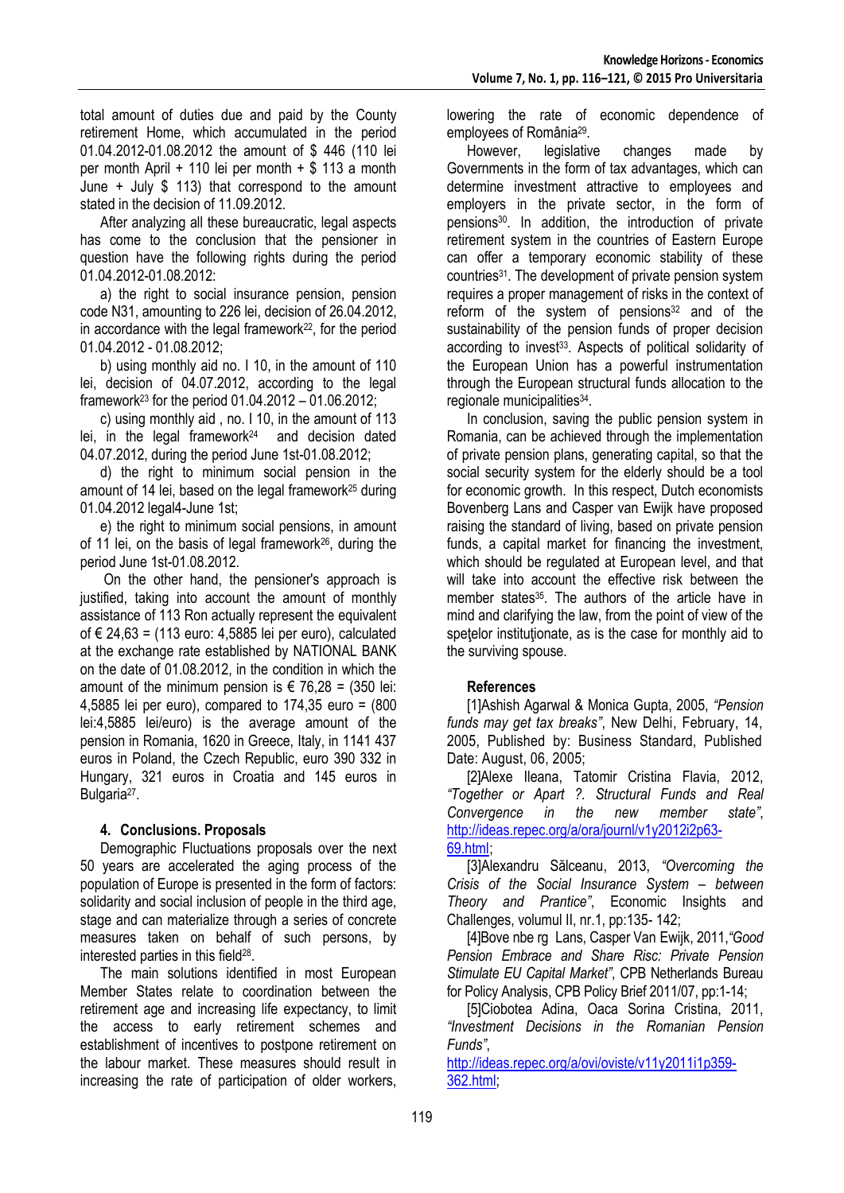total amount of duties due and paid by the County retirement Home, which accumulated in the period 01.04.2012-01.08.2012 the amount of $ 446 (110 lei per month April + 110 lei per month + $ 113 a month June + July $ 113) that correspond to the amount stated in the decision of 11.09.2012.

After analyzing all these bureaucratic, legal aspects has come to the conclusion that the pensioner in question have the following rights during the period 01.04.2012-01.08.2012:

a) the right to social insurance pension, pension code N31, amounting to 226 lei, decision of 26.04.2012, in accordance with the legal framework[22], for the period 01.04.2012 - 01.08.2012;

b) using monthly aid no. I 10, in the amount of 110 lei, decision of 04.07.2012, according to the legal framework[23] for the period 01.04.2012 – 01.06.2012;

c) using monthly aid , no. I 10, in the amount of 113 lei, in the legal framework[24] and decision dated 04.07.2012, during the period June 1st-01.08.2012;

d) the right to minimum social pension in the amount of 14 lei, based on the legal framework[25] during 01.04.2012 legal4-June 1st;

e) the right to minimum social pensions, in amount of 11 lei, on the basis of legal framework[26], during the period June 1st-01.08.2012.

On the other hand, the pensioner's approach is justified, taking into account the amount of monthly assistance of 113 Ron actually represent the equivalent of € 24,63 = (113 euro: 4,5885 lei per euro), calculated at the exchange rate established by NATIONAL BANK on the date of 01.08.2012, in the condition in which the amount of the minimum pension is € 76,28 = (350 lei: 4,5885 lei per euro), compared to 174,35 euro = (800 lei:4,5885 lei/euro) is the average amount of the pension in Romania, 1620 in Greece, Italy, in 1141 437 euros in Poland, the Czech Republic, euro 390 332 in Hungary, 321 euros in Croatia and 145 euros in Bulgaria[27].

## 4. Conclusions. Proposals

Demographic Fluctuations proposals over the next 50 years are accelerated the aging process of the population of Europe is presented in the form of factors: solidarity and social inclusion of people in the third age, stage and can materialize through a series of concrete measures taken on behalf of such persons, by interested parties in this field[28].

The main solutions identified in most European Member States relate to coordination between the retirement age and increasing life expectancy, to limit the access to early retirement schemes and establishment of incentives to postpone retirement on the labour market. These measures should result in increasing the rate of participation of older workers, lowering the rate of economic dependence of employees of România[29].

However, legislative changes made by Governments in the form of tax advantages, which can determine investment attractive to employees and employers in the private sector, in the form of pensions[30]. In addition, the introduction of private retirement system in the countries of Eastern Europe can offer a temporary economic stability of these countries[31]. The development of private pension system requires a proper management of risks in the context of reform of the system of pensions[32] and of the sustainability of the pension funds of proper decision according to invest[33]. Aspects of political solidarity of the European Union has a powerful instrumentation through the European structural funds allocation to the regionale municipalities[34].

In conclusion, saving the public pension system in Romania, can be achieved through the implementation of private pension plans, generating capital, so that the social security system for the elderly should be a tool for economic growth. In this respect, Dutch economists Bovenberg Lans and Casper van Ewijk have proposed raising the standard of living, based on private pension funds, a capital market for financing the investment, which should be regulated at European level, and that will take into account the effective risk between the member states[35]. The authors of the article have in mind and clarifying the law, from the point of view of the speţelor instituţionate, as is the case for monthly aid to the surviving spouse.

## References

[1]Ashish Agarwal & Monica Gupta, 2005, *"Pension funds may get tax breaks"*, New Delhi, February, 14, 2005, Published by: Business Standard, Published Date: August, 06, 2005;

[2]Alexe Ileana, Tatomir Cristina Flavia, 2012, *"Together or Apart ?. Structural Funds and Real Convergence in the new member state"*, http://ideas.repec.org/a/ora/journl/v1y2012i2p63-69.html;

[3]Alexandru Sălceanu, 2013, *"Overcoming the Crisis of the Social Insurance System – between Theory and Prantice"*, Economic Insights and Challenges, volumul II, nr.1, pp:135- 142;

[4]Bove nbe rg Lans, Casper Van Ewijk, 2011,*"Good Pension Embrace and Share Risc: Private Pension Stimulate EU Capital Market"*, CPB Netherlands Bureau for Policy Analysis, CPB Policy Brief 2011/07, pp:1-14;

[5]Ciobotea Adina, Oaca Sorina Cristina, 2011, *"Investment Decisions in the Romanian Pension Funds"*, http://ideas.repec.org/a/ovi/oviste/v11y2011i1p359-362.html;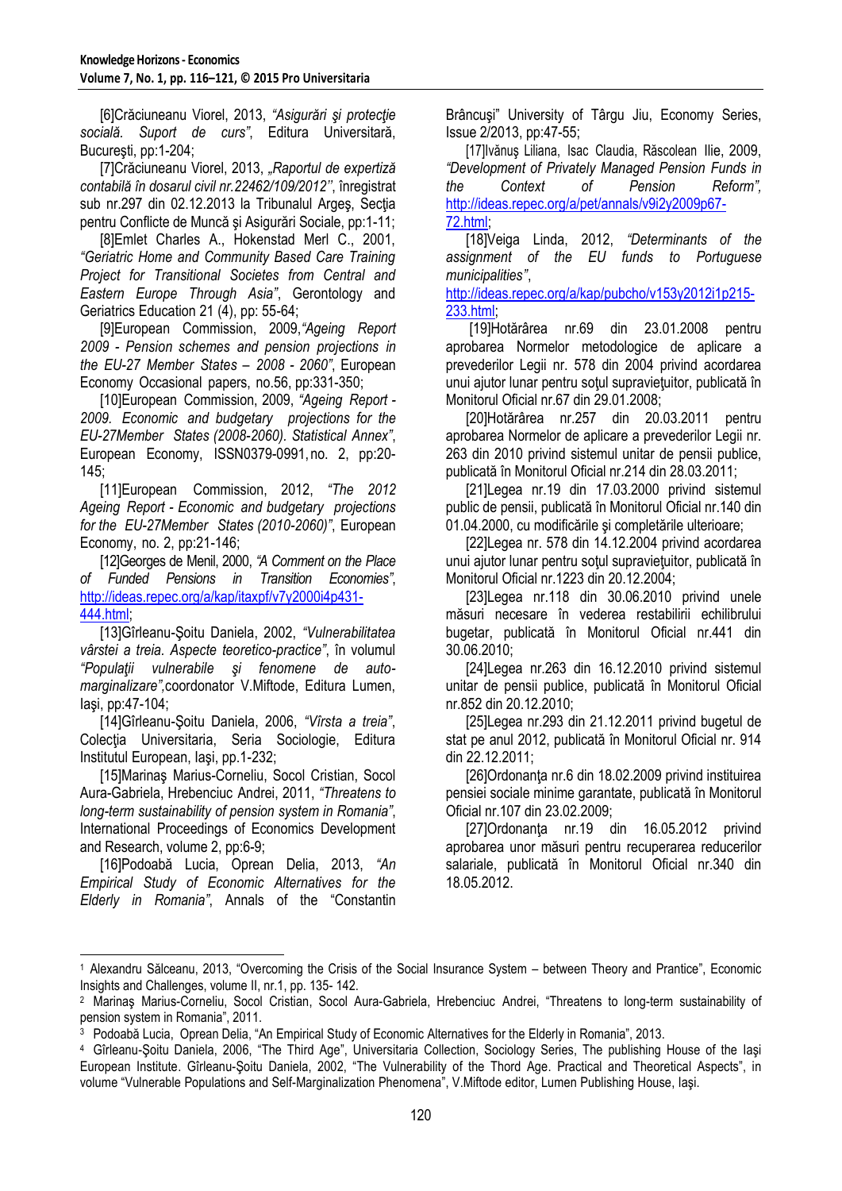[6]Crăciuneanu Viorel, 2013, *"Asigurări şi protecţie socială. Suport de curs"*, Editura Universitară, Bucureşti, pp:1-204;

[7]Crăciuneanu Viorel, 2013, *„Raportul de expertiză contabilă în dosarul civil nr.22462/109/2012''*, înregistrat sub nr.297 din 02.12.2013 la Tribunalul Argeş, Secţia pentru Conflicte de Muncă şi Asigurări Sociale, pp:1-11;

[8]Emlet Charles A., Hokenstad Merl C., 2001, *"Geriatric Home and Community Based Care Training Project for Transitional Societes from Central and Eastern Europe Through Asia"*, Gerontology and Geriatrics Education 21 (4), pp: 55-64;

[9]European Commission, 2009,*"Ageing Report 2009 - Pension schemes and pension projections in the EU-27 Member States – 2008 - 2060"*, European Economy Occasional papers, no.56, pp:331-350;

[10]European Commission, 2009, *"Ageing Report - 2009. Economic and budgetary projections for the EU-27Member States (2008-2060). Statistical Annex"*, European Economy, ISSN0379-0991, no. 2, pp:20-145;

[11]European Commission, 2012, *"The 2012 Ageing Report - Economic and budgetary projections for the EU-27Member States (2010-2060)"*, European Economy, no. 2, pp:21-146;

[12]Georges de Menil, 2000, *"A Comment on the Place of Funded Pensions in Transition Economies"*, http://ideas.repec.org/a/kap/itaxpf/v7y2000i4p431-444.html;

[13]Gîrleanu-Şoitu Daniela, 2002, *"Vulnerabilitatea vârstei a treia. Aspecte teoretico-practice"*, în volumul *"Populaţii vulnerabile şi fenomene de auto-marginalizare"*,coordonator V.Miftode, Editura Lumen, Iaşi, pp:47-104;

[14]Gîrleanu-Şoitu Daniela, 2006, *"Vîrsta a treia"*, Colecţia Universitaria, Seria Sociologie, Editura Institutul European, Iaşi, pp.1-232;

[15]Marinaş Marius-Corneliu, Socol Cristian, Socol Aura-Gabriela, Hrebenciuc Andrei, 2011, *"Threatens to long-term sustainability of pension system in Romania"*, International Proceedings of Economics Development and Research, volume 2, pp:6-9;

[16]Podoabă Lucia, Oprean Delia, 2013, *"An Empirical Study of Economic Alternatives for the Elderly in Romania"*, Annals of the "Constantin Brâncuşi" University of Târgu Jiu, Economy Series, Issue 2/2013, pp:47-55;

[17]Ivănuş Liliana, Isac Claudia, Răscolean Ilie, 2009, *"Development of Privately Managed Pension Funds in the Context of Pension Reform"*, http://ideas.repec.org/a/pet/annals/v9i2y2009p67-72.html;

[18]Veiga Linda, 2012, *"Determinants of the assignment of the EU funds to Portuguese municipalities"*, http://ideas.repec.org/a/kap/pubcho/v153y2012i1p215-233.html;

[19]Hotărârea nr.69 din 23.01.2008 pentru aprobarea Normelor metodologice de aplicare a prevederilor Legii nr. 578 din 2004 privind acordarea unui ajutor lunar pentru soţul supravieţuitor, publicată în Monitorul Oficial nr.67 din 29.01.2008;

[20]Hotărârea nr.257 din 20.03.2011 pentru aprobarea Normelor de aplicare a prevederilor Legii nr. 263 din 2010 privind sistemul unitar de pensii publice, publicată în Monitorul Oficial nr.214 din 28.03.2011;

[21]Legea nr.19 din 17.03.2000 privind sistemul public de pensii, publicată în Monitorul Oficial nr.140 din 01.04.2000, cu modificările şi completările ulterioare;

[22]Legea nr. 578 din 14.12.2004 privind acordarea unui ajutor lunar pentru soţul supravieţuitor, publicată în Monitorul Oficial nr.1223 din 20.12.2004;

[23]Legea nr.118 din 30.06.2010 privind unele măsuri necesare în vederea restabilirii echilibrului bugetar, publicată în Monitorul Oficial nr.441 din 30.06.2010;

[24]Legea nr.263 din 16.12.2010 privind sistemul unitar de pensii publice, publicată în Monitorul Oficial nr.852 din 20.12.2010;

[25]Legea nr.293 din 21.12.2011 privind bugetul de stat pe anul 2012, publicată în Monitorul Oficial nr. 914 din 22.12.2011;

[26]Ordonanţa nr.6 din 18.02.2009 privind instituirea pensiei sociale minime garantate, publicată în Monitorul Oficial nr.107 din 23.02.2009;

[27]Ordonanţa nr.19 din 16.05.2012 privind aprobarea unor măsuri pentru recuperarea reducerilor salariale, publicată în Monitorul Oficial nr.340 din 18.05.2012.

---

[1] Alexandru Sălceanu, 2013, "Overcoming the Crisis of the Social Insurance System – between Theory and Prantice", Economic Insights and Challenges, volume II, nr.1, pp. 135- 142.

[2] Marinaş Marius-Corneliu, Socol Cristian, Socol Aura-Gabriela, Hrebenciuc Andrei, "Threatens to long-term sustainability of pension system in Romania", 2011.

[3] Podoabă Lucia, Oprean Delia, "An Empirical Study of Economic Alternatives for the Elderly in Romania", 2013.

[4] Gîrleanu-Şoitu Daniela, 2006, "The Third Age", Universitaria Collection, Sociology Series, The publishing House of the Iaşi European Institute. Gîrleanu-Şoitu Daniela, 2002, "The Vulnerability of the Thord Age. Practical and Theoretical Aspects", in volume "Vulnerable Populations and Self-Marginalization Phenomena", V.Miftode editor, Lumen Publishing House, Iaşi.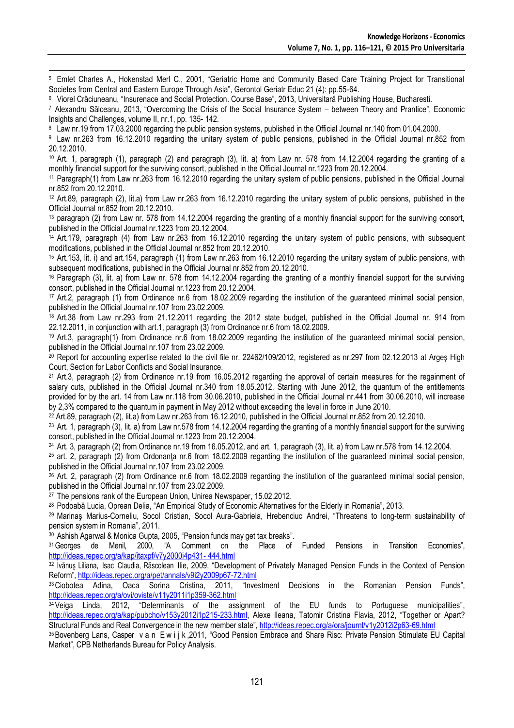[5] Emlet Charles A., Hokenstad Merl C., 2001, "Geriatric Home and Community Based Care Training Project for Transitional Societes from Central and Eastern Europe Through Asia", Gerontol Geriatr Educ 21 (4): pp.55-64.

[6] Viorel Crăciuneanu, "Insurenace and Social Protection. Course Base", 2013, Universitară Publishing House, Bucharesti.

[7] Alexandru Sălceanu, 2013, "Overcoming the Crisis of the Social Insurance System – between Theory and Prantice", Economic Insights and Challenges, volume II, nr.1, pp. 135- 142.

[8] Law nr.19 from 17.03.2000 regarding the public pension systems, published in the Official Journal nr.140 from 01.04.2000.

[9] Law nr.263 from 16.12.2010 regarding the unitary system of public pensions, published in the Official Journal nr.852 from 20.12.2010.

[10] Art. 1, paragraph (1), paragraph (2) and paragraph (3), lit. a) from Law nr. 578 from 14.12.2004 regarding the granting of a monthly financial support for the surviving consort, published in the Official Journal nr.1223 from 20.12.2004.

[11] Paragraph(1) from Law nr.263 from 16.12.2010 regarding the unitary system of public pensions, published in the Official Journal nr.852 from 20.12.2010.

[12] Art.89, paragraph (2), lit.a) from Law nr.263 from 16.12.2010 regarding the unitary system of public pensions, published in the Official Journal nr.852 from 20.12.2010.

[13] paragraph (2) from Law nr. 578 from 14.12.2004 regarding the granting of a monthly financial support for the surviving consort, published in the Official Journal nr.1223 from 20.12.2004.

[14] Art.179, paragraph (4) from Law nr.263 from 16.12.2010 regarding the unitary system of public pensions, with subsequent modifications, published in the Official Journal nr.852 from 20.12.2010.

[15] Art.153, lit. i) and art.154, paragraph (1) from Law nr.263 from 16.12.2010 regarding the unitary system of public pensions, with subsequent modifications, published in the Official Journal nr.852 from 20.12.2010.

[16] Paragraph (3), lit. a) from Law nr. 578 from 14.12.2004 regarding the granting of a monthly financial support for the surviving consort, published in the Official Journal nr.1223 from 20.12.2004.

[17] Art.2, paragraph (1) from Ordinance nr.6 from 18.02.2009 regarding the institution of the guaranteed minimal social pension, published in the Official Journal nr.107 from 23.02.2009.

[18] Art.38 from Law nr.293 from 21.12.2011 regarding the 2012 state budget, published in the Official Journal nr. 914 from 22.12.2011, in conjunction with art.1, paragraph (3) from Ordinance nr.6 from 18.02.2009.

[19] Art.3, paragraph(1) from Ordinance nr.6 from 18.02.2009 regarding the institution of the guaranteed minimal social pension, published in the Official Journal nr.107 from 23.02.2009.

[20] Report for accounting expertise related to the civil file nr. 22462/109/2012, registered as nr.297 from 02.12.2013 at Argeş High Court, Section for Labor Conflicts and Social Insurance.

[21] Art.3, paragraph (2) from Ordinance nr.19 from 16.05.2012 regarding the approval of certain measures for the regainment of salary cuts, published in the Official Journal nr.340 from 18.05.2012. Starting with June 2012, the quantum of the entitlements provided for by the art. 14 from Law nr.118 from 30.06.2010, published in the Official Journal nr.441 from 30.06.2010, will increase by 2,3% compared to the quantum in payment in May 2012 without exceeding the level in force in June 2010.

[22] Art.89, paragraph (2), lit.a) from Law nr.263 from 16.12.2010, published in the Official Journal nr.852 from 20.12.2010.

[23] Art. 1, paragraph (3), lit. a) from Law nr.578 from 14.12.2004 regarding the granting of a monthly financial support for the surviving consort, published in the Official Journal nr.1223 from 20.12.2004.

[24] Art. 3, paragraph (2) from Ordinance nr.19 from 16.05.2012, and art. 1, paragraph (3), lit. a) from Law nr.578 from 14.12.2004.

[25] art. 2, paragraph (2) from Ordonanţa nr.6 from 18.02.2009 regarding the institution of the guaranteed minimal social pension, published in the Official Journal nr.107 from 23.02.2009.

[26] Art. 2, paragraph (2) from Ordinance nr.6 from 18.02.2009 regarding the institution of the guaranteed minimal social pension, published in the Official Journal nr.107 from 23.02.2009.

[27] The pensions rank of the European Union, Unirea Newspaper, 15.02.2012.

[28] Podoabă Lucia, Oprean Delia, "An Empirical Study of Economic Alternatives for the Elderly in Romania", 2013.

[29] Marinaş Marius-Corneliu, Socol Cristian, Socol Aura-Gabriela, Hrebenciuc Andrei, "Threatens to long-term sustainability of pension system in Romania", 2011.

[30] Ashish Agarwal & Monica Gupta, 2005, "Pension funds may get tax breaks".

[31] Georges de Menil, 2000, "A Comment on the Place of Funded Pensions in Transition Economies", http://ideas.repec.org/a/kap/itaxpf/v7y2000i4p431- 444.html

[32] Ivănuş Liliana, Isac Claudia, Răscolean Ilie, 2009, "Development of Privately Managed Pension Funds in the Context of Pension Reform", http://ideas.repec.org/a/pet/annals/v9i2y2009p67-72.html

[33] Ciobotea Adina, Oaca Sorina Cristina, 2011, "Investment Decisions in the Romanian Pension Funds", http://ideas.repec.org/a/ovi/oviste/v11y2011i1p359-362.html

[34] Veiga Linda, 2012, "Determinants of the assignment of the EU funds to Portuguese municipalities", http://ideas.repec.org/a/kap/pubcho/v153y2012i1p215-233.html, Alexe Ileana, Tatomir Cristina Flavia, 2012, "Together or Apart? Structural Funds and Real Convergence in the new member state", http://ideas.repec.org/a/ora/journl/v1y2012i2p63-69.html

[35] Bovenberg Lans, Casper van Ewijk ,2011, "Good Pension Embrace and Share Risc: Private Pension Stimulate EU Capital Market", CPB Netherlands Bureau for Policy Analysis.